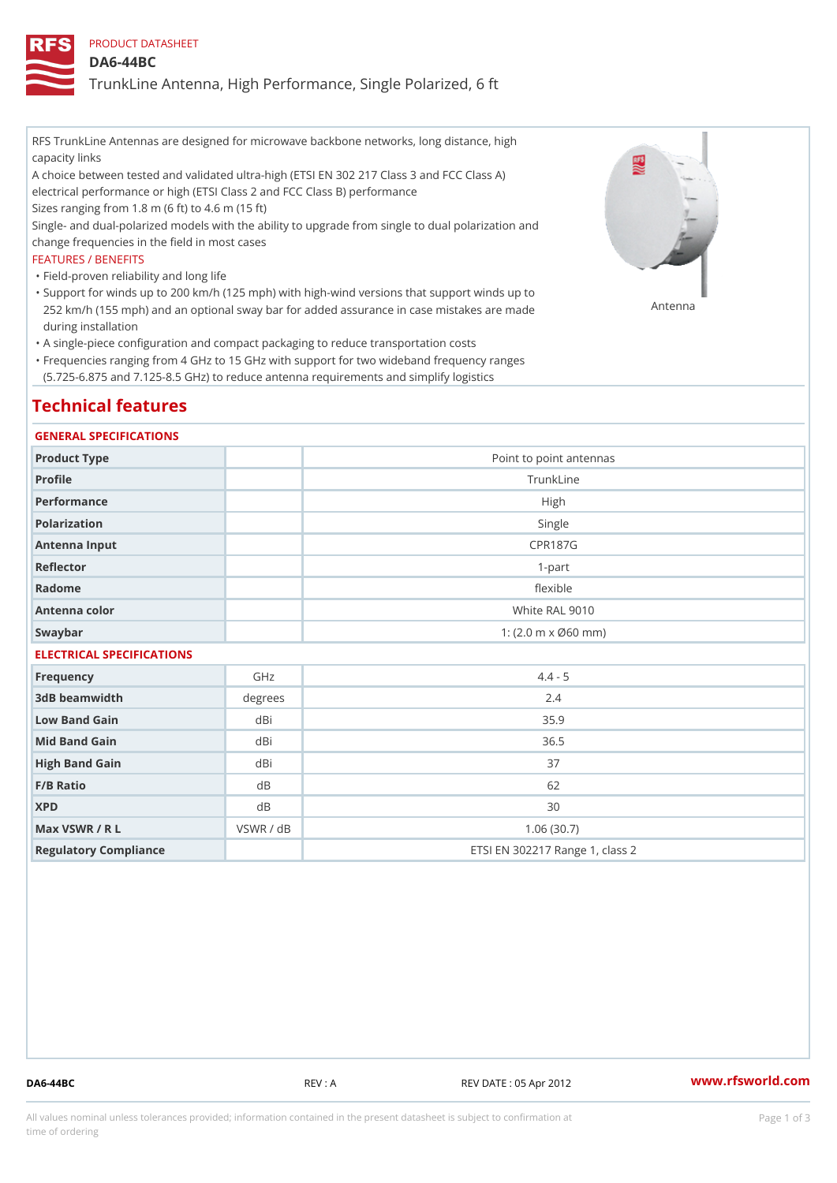PRODUCT DATASHEET

# DA6-44BC

## TrunkLine Antenna, High Performance, Single Polarized, 6 ft

RFS TrunkLine Antennas are designed for microwave backbone networks, long distance, high capacity links

A choice between tested and validated ultra-high (ETSI EN 302 217 Class 3 and FCC Class A) electrical performance or high (ETSI Class 2 and FCC Class B) performance

Sizes ranging from 1.8 m (6 ft) to 4.6 m (15 ft)

Single- and dual-polarized models with the ability to upgrade from single to dual polarization and change frequencies in the field in most cases

FEATURES / BENEFITS

- Field-proven reliability and long life
- Support for winds up to 200 km/h (125 mph) with high-wind versions that support winds up to 252 km/h (155 mph) and an optional sway bar for added assurance in case mistakes are made during installation
- A single-piece configuration and compact packaging to reduce transportation costs
- Frequencies ranging from 4 GHz to 15 GHz with support for two wideband frequency ranges (5.725-6.875 and 7.125-8.5 GHz) to reduce antenna requirements and simplify logistics

Antenna

# Technical features

### GENERAL SPECIFICATIONS

| | | |
|---|---|---|
| Product Type | | Point to point antennas |
| Profile | | TrunkLine |
| Performance | | High |
| Polarization | | Single |
| Antenna Input | | CPR187G |
| Reflector | | 1-part |
| Radome | | flexible |
| Antenna color | | White RAL 9010 |
| Swaybar | | 1: (2.0 m x Ø60 mm) |

### ELECTRICAL SPECIFICATIONS

| | | |
|---|---|---|
| Frequency | GHz | 4.4 - 5 |
| 3dB beamwidth | degrees | 2.4 |
| Low Band Gain | dBi | 35.9 |
| Mid Band Gain | dBi | 36.5 |
| High Band Gain | dBi | 37 |
| F/B Ratio | dB | 62 |
| XPD | dB | 30 |
| Max VSWR / R L | VSWR / dB | 1.06 (30.7) |
| Regulatory Compliance | | ETSI EN 302217 Range 1, class 2 |

DA6-44BC REV : A REV DATE : 05 Apr 2012 www.rfsworld.com

All values nominal unless tolerances provided; information contained in the present datasheet is subject to confirmation at time of ordering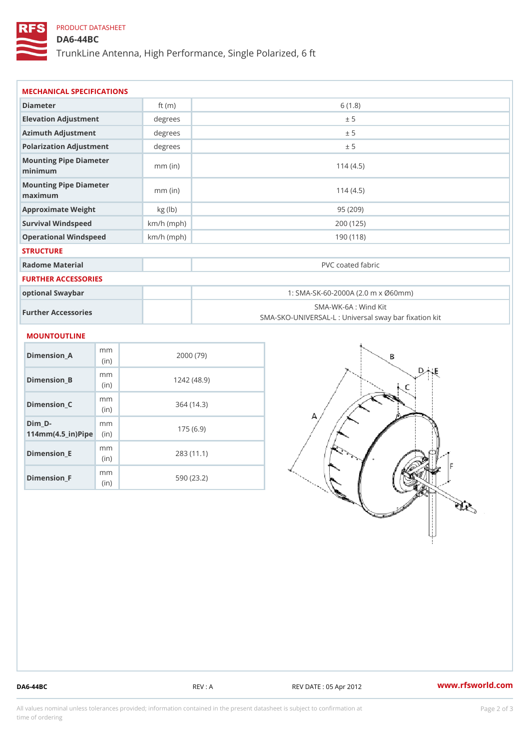PRODUCT DATASHEET

# DA6-44BC

TrunkLine Antenna, High Performance, Single Polarized, 6 ft

## MECHANICAL SPECIFICATIONS

| | | |
|---|---|---|
| Diameter | ft (m) | 6 (1.8) |
| Elevation Adjustment | degrees | ± 5 |
| Azimuth Adjustment | degrees | ± 5 |
| Polarization Adjustment | degrees | ± 5 |
| Mounting Pipe Diameter minimum | mm (in) | 114 (4.5) |
| Mounting Pipe Diameter maximum | mm (in) | 114 (4.5) |
| Approximate Weight | kg (lb) | 95 (209) |
| Survival Windspeed | km/h (mph) | 200 (125) |
| Operational Windspeed | km/h (mph) | 190 (118) |

## STRUCTURE

| | | |
|---|---|---|
| Radome Material | | PVC coated fabric |

## FURTHER ACCESSORIES

| | | |
|---|---|---|
| optional Swaybar | | 1: SMA-SK-60-2000A (2.0 m x Ø60mm) |
| Further Accessories | | SMA-WK-6A : Wind Kit<br>SMA-SKO-UNIVERSAL-L : Universal sway bar fixation kit |

## MOUNTOUTLINE

| | | |
|---|---|---|
| Dimension_A | mm (in) | 2000 (79) |
| Dimension_B | mm (in) | 1242 (48.9) |
| Dimension_C | mm (in) | 364 (14.3) |
| Dim_D-114mm(4.5_in)Pipe | mm (in) | 175 (6.9) |
| Dimension_E | mm (in) | 283 (11.1) |
| Dimension_F | mm (in) | 590 (23.2) |

DA6-44BC REV : A REV DATE : 05 Apr 2012 www.rfsworld.com

All values nominal unless tolerances provided; information contained in the present datasheet is subject to confirmation at time of ordering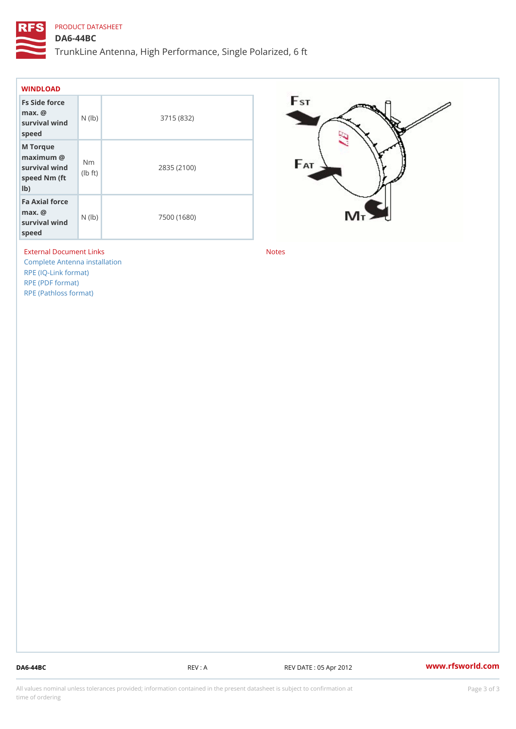# PRODUCT DATASHEET

## DA6-44BC

TrunkLine Antenna, High Performance, Single Polarized, 6 ft

### WINDLOAD

| | | |
|---|---|---|
| Fs Side force max. @ survival wind speed | N (lb) | 3715 (832) |
| M Torque maximum @ survival wind speed Nm (ft lb) | Nm (lb ft) | 2835 (2100) |
| Fa Axial force max. @ survival wind speed | N (lb) | 7500 (1680) |

FST

FAT

MT

External Document Links

Complete Antenna installation

RPE (IQ-Link format)

RPE (PDF format)

RPE (Pathloss format)

Notes

DA6-44BC REV : A REV DATE : 05 Apr 2012 www.rfsworld.com

All values nominal unless tolerances provided; information contained in the present datasheet is subject to confirmation at time of ordering